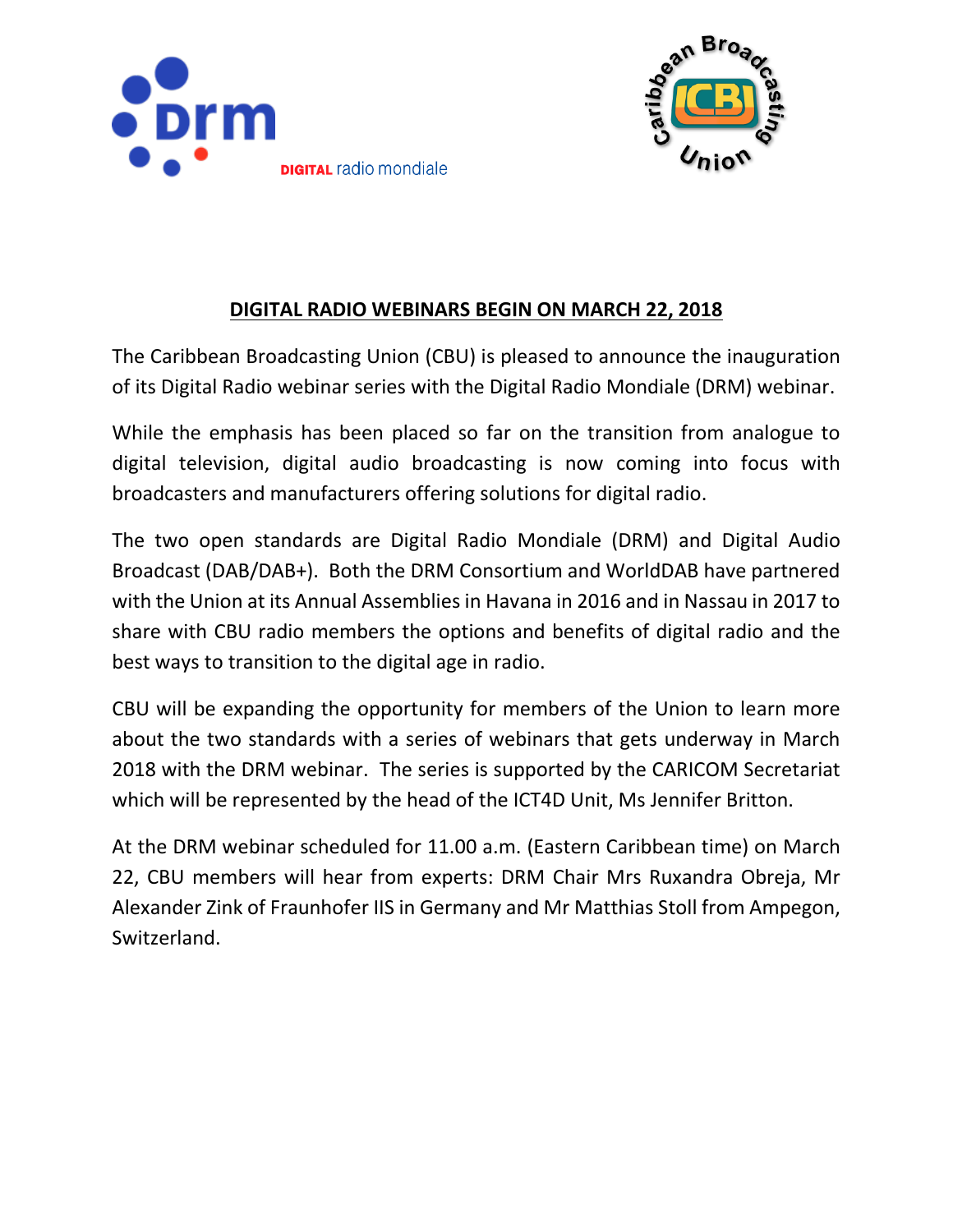## DIGITAL RADIO WEBINARS BEGIN ON MARCH 22, 2018

The Caribbean Broadcasting Union (CBU) is pleased to announce the inauguration of its Digital Radio webinar series with the Digital Radio Mondiale (DRM) webinar.

While the emphasis has been placed so far on the transition from analogue to digital television, digital audio broadcasting is now coming into focus with broadcasters and manufacturers offering solutions for digital radio.

The two open standards are Digital Radio Mondiale (DRM) and Digital Audio Broadcast (DAB/DAB+). Both the DRM Consortium and WorldDAB have partnered with the Union at its Annual Assemblies in Havana in 2016 and in Nassau in 2017 to share with CBU radio members the options and benefits of digital radio and the best ways to transition to the digital age in radio.

CBU will be expanding the opportunity for members of the Union to learn more about the two standards with a series of webinars that gets underway in March 2018 with the DRM webinar. The series is supported by the CARICOM Secretariat which will be represented by the head of the ICT4D Unit, Ms Jennifer Britton.

At the DRM webinar scheduled for 11.00 a.m. (Eastern Caribbean time) on March 22, CBU members will hear from experts: DRM Chair Mrs Ruxandra Obreja, Mr Alexander Zink of Fraunhofer IIS in Germany and Mr Matthias Stoll from Ampegon, Switzerland.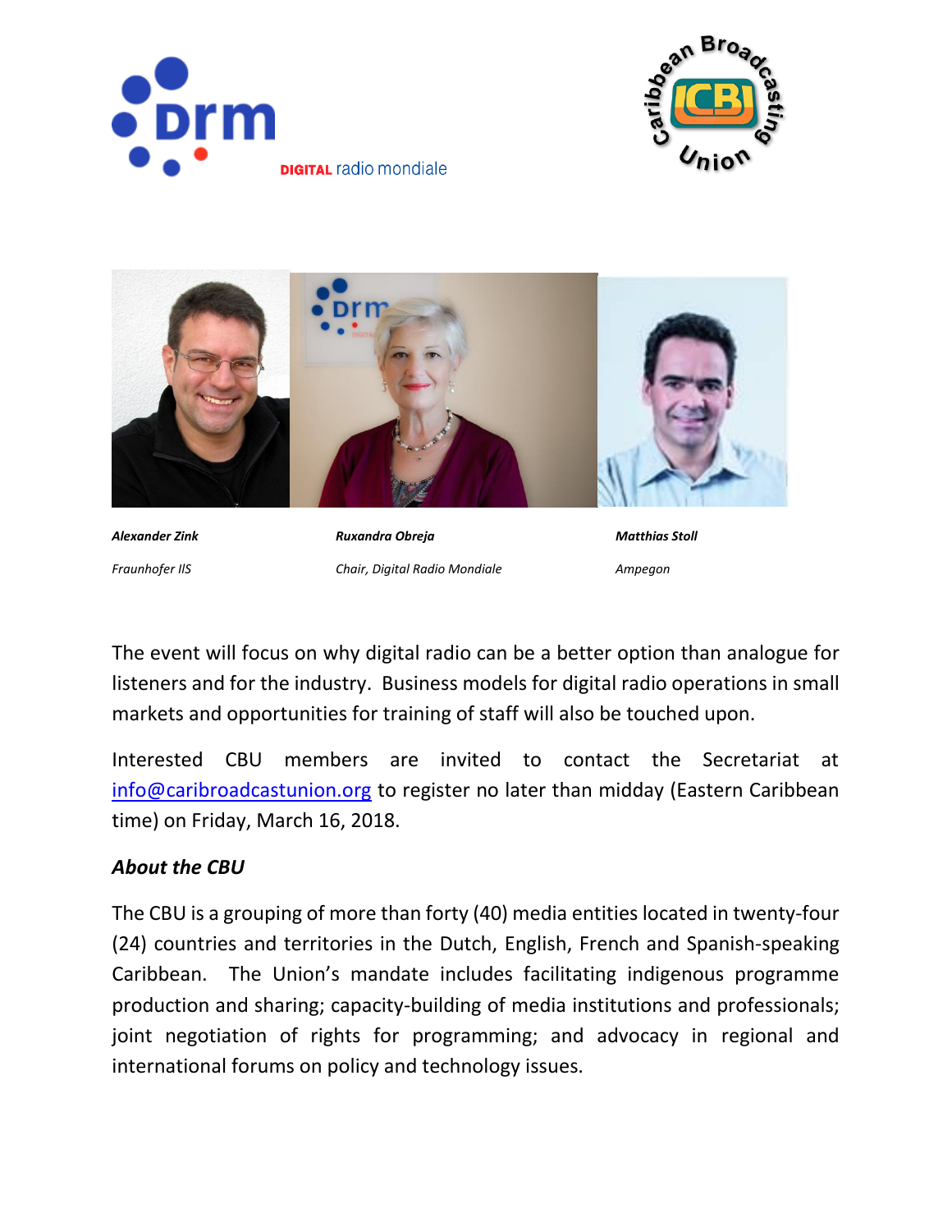***Alexander Zink***

*Fraunhofer IIS*

***Ruxandra Obreja***

*Chair, Digital Radio Mondiale*

***Matthias Stoll***

*Ampegon*

The event will focus on why digital radio can be a better option than analogue for listeners and for the industry. Business models for digital radio operations in small markets and opportunities for training of staff will also be touched upon.

Interested CBU members are invited to contact the Secretariat at info@caribroadcastunion.org to register no later than midday (Eastern Caribbean time) on Friday, March 16, 2018.

### *About the CBU*

The CBU is a grouping of more than forty (40) media entities located in twenty-four (24) countries and territories in the Dutch, English, French and Spanish-speaking Caribbean. The Union's mandate includes facilitating indigenous programme production and sharing; capacity-building of media institutions and professionals; joint negotiation of rights for programming; and advocacy in regional and international forums on policy and technology issues.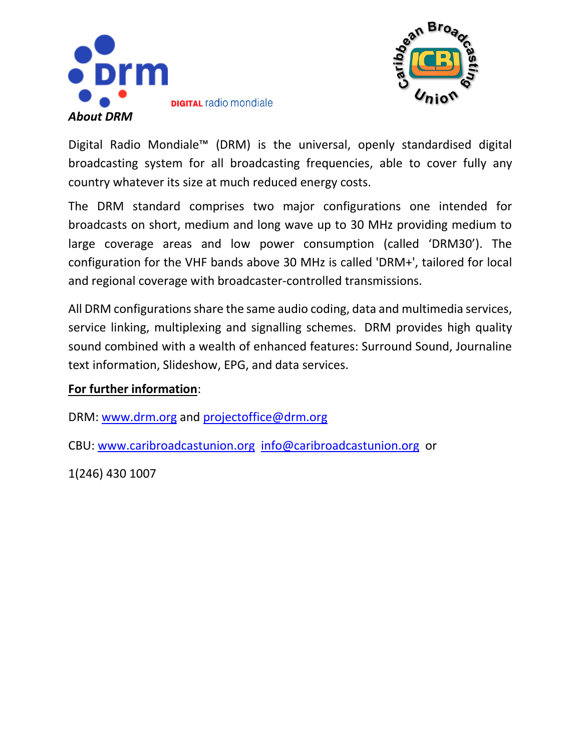drm DIGITAL radio mondiale

Caribbean Broadcasting Union

***About DRM***

Digital Radio Mondiale™ (DRM) is the universal, openly standardised digital broadcasting system for all broadcasting frequencies, able to cover fully any country whatever its size at much reduced energy costs.

The DRM standard comprises two major configurations one intended for broadcasts on short, medium and long wave up to 30 MHz providing medium to large coverage areas and low power consumption (called 'DRM30'). The configuration for the VHF bands above 30 MHz is called 'DRM+', tailored for local and regional coverage with broadcaster-controlled transmissions.

All DRM configurations share the same audio coding, data and multimedia services, service linking, multiplexing and signalling schemes. DRM provides high quality sound combined with a wealth of enhanced features: Surround Sound, Journaline text information, Slideshow, EPG, and data services.

**For further information**:

DRM: www.drm.org and projectoffice@drm.org

CBU: www.caribroadcastunion.org info@caribroadcastunion.org or

1(246) 430 1007